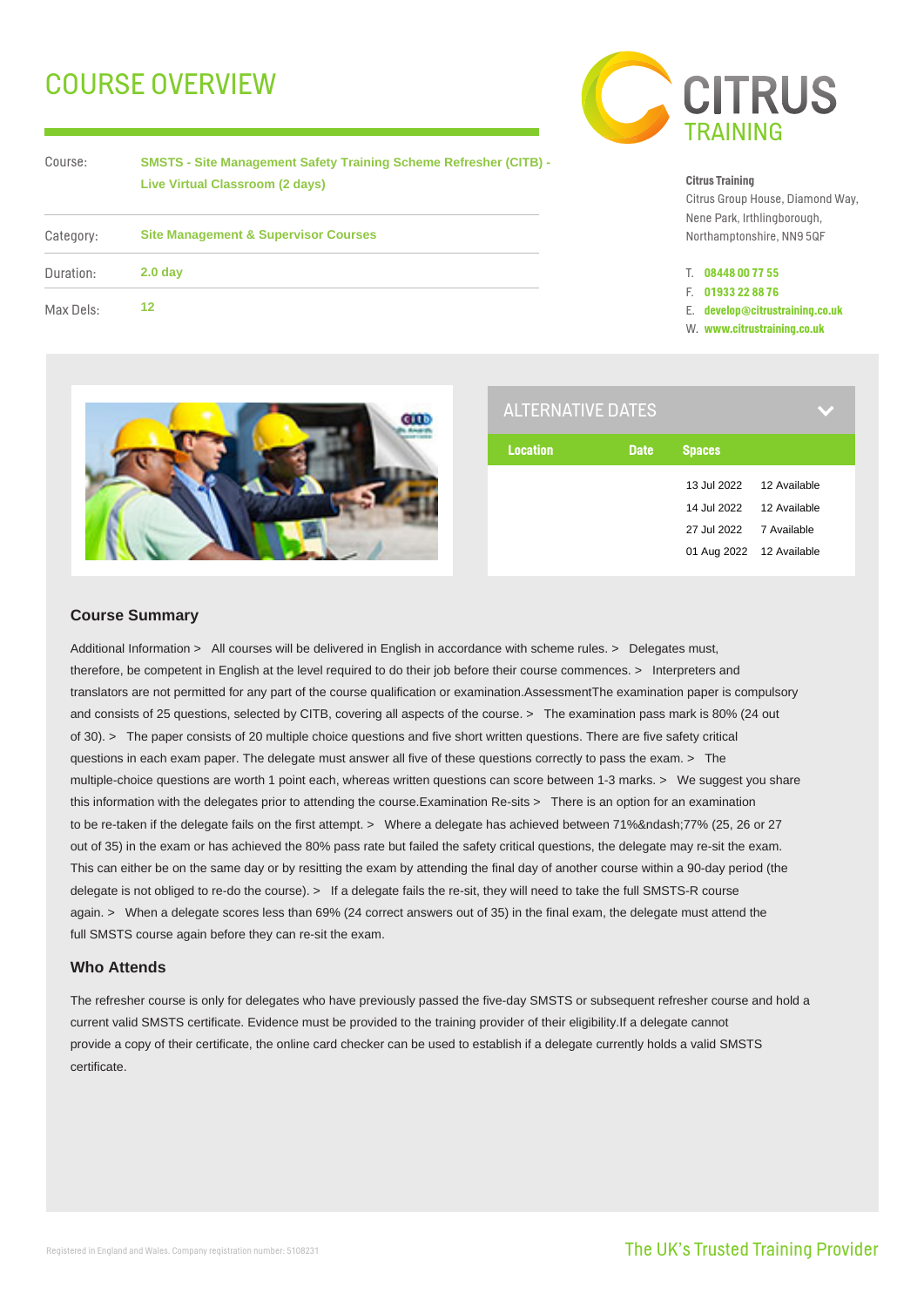# COURSE OVERVIEW

| | |
|---|---|
| Course: | **SMSTS - Site Management Safety Training Scheme Refresher (CITB) - Live Virtual Classroom (2 days)** |
| Category: | **Site Management & Supervisor Courses** |
| Duration: | **2.0 day** |
| Max Dels: | **12** |

CITRUS TRAINING

**Citrus Training**
Citrus Group House, Diamond Way,
Nene Park, Irthlingborough,
Northamptonshire, NN9 5QF

T. **08448 00 77 55**
F. **01933 22 88 76**
E. **develop@citrustraining.co.uk**
W. **www.citrustraining.co.uk**

## ALTERNATIVE DATES

| Location | Date | Spaces |
|---|---|---|
| | 13 Jul 2022 | 12 Available |
| | 14 Jul 2022 | 12 Available |
| | 27 Jul 2022 | 7 Available |
| | 01 Aug 2022 | 12 Available |

### Course Summary

Additional Information > All courses will be delivered in English in accordance with scheme rules. > Delegates must, therefore, be competent in English at the level required to do their job before their course commences. > Interpreters and translators are not permitted for any part of the course qualification or examination.AssessmentThe examination paper is compulsory and consists of 25 questions, selected by CITB, covering all aspects of the course. > The examination pass mark is 80% (24 out of 30). > The paper consists of 20 multiple choice questions and five short written questions. There are five safety critical questions in each exam paper. The delegate must answer all five of these questions correctly to pass the exam. > The multiple-choice questions are worth 1 point each, whereas written questions can score between 1-3 marks. > We suggest you share this information with the delegates prior to attending the course.Examination Re-sits > There is an option for an examination to be re-taken if the delegate fails on the first attempt. > Where a delegate has achieved between 71%&ndash;77% (25, 26 or 27 out of 35) in the exam or has achieved the 80% pass rate but failed the safety critical questions, the delegate may re-sit the exam. This can either be on the same day or by resitting the exam by attending the final day of another course within a 90-day period (the delegate is not obliged to re-do the course). > If a delegate fails the re-sit, they will need to take the full SMSTS-R course again. > When a delegate scores less than 69% (24 correct answers out of 35) in the final exam, the delegate must attend the full SMSTS course again before they can re-sit the exam.

### Who Attends

The refresher course is only for delegates who have previously passed the five-day SMSTS or subsequent refresher course and hold a current valid SMSTS certificate. Evidence must be provided to the training provider of their eligibility.If a delegate cannot provide a copy of their certificate, the online card checker can be used to establish if a delegate currently holds a valid SMSTS certificate.

Registered in England and Wales. Company registration number: 5108231

The UK's Trusted Training Provider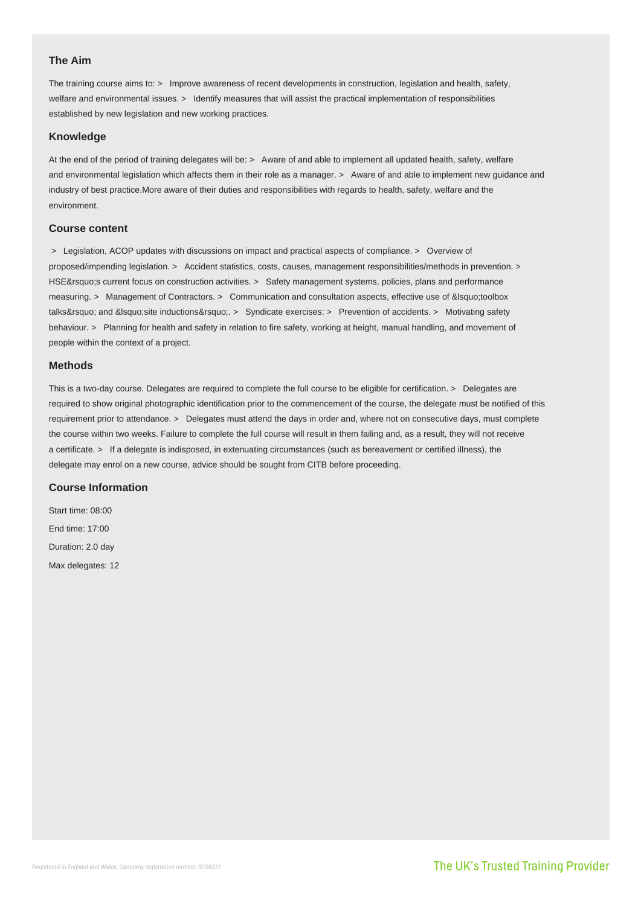## The Aim

The training course aims to: > Improve awareness of recent developments in construction, legislation and health, safety, welfare and environmental issues. > Identify measures that will assist the practical implementation of responsibilities established by new legislation and new working practices.

## Knowledge

At the end of the period of training delegates will be: > Aware of and able to implement all updated health, safety, welfare and environmental legislation which affects them in their role as a manager. > Aware of and able to implement new guidance and industry of best practice.More aware of their duties and responsibilities with regards to health, safety, welfare and the environment.

## Course content

> Legislation, ACOP updates with discussions on impact and practical aspects of compliance. > Overview of proposed/impending legislation. > Accident statistics, costs, causes, management responsibilities/methods in prevention. > HSE&rsquo;s current focus on construction activities. > Safety management systems, policies, plans and performance measuring. > Management of Contractors. > Communication and consultation aspects, effective use of &lsquo;toolbox talks&rsquo; and &lsquo;site inductions&rsquo;. > Syndicate exercises: > Prevention of accidents. > Motivating safety behaviour. > Planning for health and safety in relation to fire safety, working at height, manual handling, and movement of people within the context of a project.

## Methods

This is a two-day course. Delegates are required to complete the full course to be eligible for certification. > Delegates are required to show original photographic identification prior to the commencement of the course, the delegate must be notified of this requirement prior to attendance. > Delegates must attend the days in order and, where not on consecutive days, must complete the course within two weeks. Failure to complete the full course will result in them failing and, as a result, they will not receive a certificate. > If a delegate is indisposed, in extenuating circumstances (such as bereavement or certified illness), the delegate may enrol on a new course, advice should be sought from CITB before proceeding.

## Course Information

Start time: 08:00

End time: 17:00

Duration: 2.0 day

Max delegates: 12